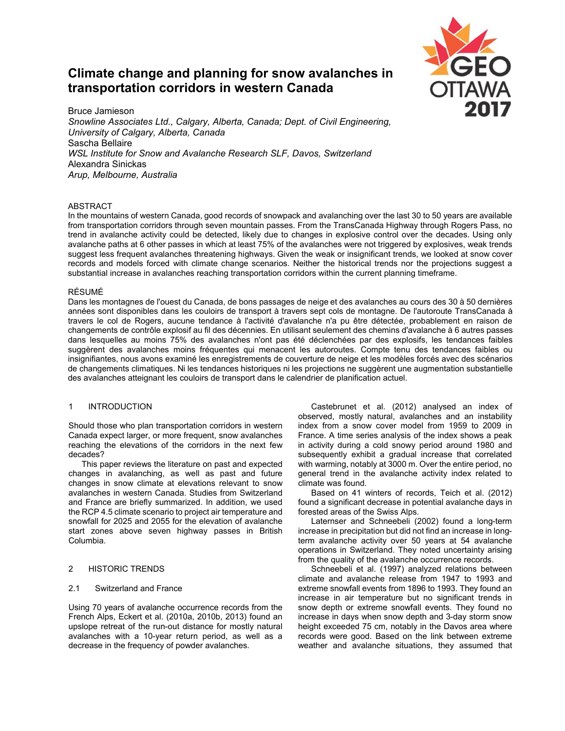# Climate change and planning for snow avalanches in transportation corridors in western Canada

Bruce Jamieson
*Snowline Associates Ltd., Calgary, Alberta, Canada; Dept. of Civil Engineering, University of Calgary, Alberta, Canada*
Sascha Bellaire
*WSL Institute for Snow and Avalanche Research SLF, Davos, Switzerland*
Alexandra Sinickas
*Arup, Melbourne, Australia*

## ABSTRACT

In the mountains of western Canada, good records of snowpack and avalanching over the last 30 to 50 years are available from transportation corridors through seven mountain passes. From the TransCanada Highway through Rogers Pass, no trend in avalanche activity could be detected, likely due to changes in explosive control over the decades. Using only avalanche paths at 6 other passes in which at least 75% of the avalanches were not triggered by explosives, weak trends suggest less frequent avalanches threatening highways. Given the weak or insignificant trends, we looked at snow cover records and models forced with climate change scenarios. Neither the historical trends nor the projections suggest a substantial increase in avalanches reaching transportation corridors within the current planning timeframe.

## RÉSUMÉ

Dans les montagnes de l'ouest du Canada, de bons passages de neige et des avalanches au cours des 30 à 50 dernières années sont disponibles dans les couloirs de transport à travers sept cols de montagne. De l'autoroute TransCanada à travers le col de Rogers, aucune tendance à l'activité d'avalanche n'a pu être détectée, probablement en raison de changements de contrôle explosif au fil des décennies. En utilisant seulement des chemins d'avalanche à 6 autres passes dans lesquelles au moins 75% des avalanches n'ont pas été déclenchées par des explosifs, les tendances faibles suggèrent des avalanches moins fréquentes qui menacent les autoroutes. Compte tenu des tendances faibles ou insignifiantes, nous avons examiné les enregistrements de couverture de neige et les modèles forcés avec des scénarios de changements climatiques. Ni les tendances historiques ni les projections ne suggèrent une augmentation substantielle des avalanches atteignant les couloirs de transport dans le calendrier de planification actuel.

## 1 INTRODUCTION

Should those who plan transportation corridors in western Canada expect larger, or more frequent, snow avalanches reaching the elevations of the corridors in the next few decades?

This paper reviews the literature on past and expected changes in avalanching, as well as past and future changes in snow climate at elevations relevant to snow avalanches in western Canada. Studies from Switzerland and France are briefly summarized. In addition, we used the RCP 4.5 climate scenario to project air temperature and snowfall for 2025 and 2055 for the elevation of avalanche start zones above seven highway passes in British Columbia.

## 2 HISTORIC TRENDS

### 2.1 Switzerland and France

Using 70 years of avalanche occurrence records from the French Alps, Eckert et al. (2010a, 2010b, 2013) found an upslope retreat of the run-out distance for mostly natural avalanches with a 10-year return period, as well as a decrease in the frequency of powder avalanches.

Castebrunet et al. (2012) analysed an index of observed, mostly natural, avalanches and an instability index from a snow cover model from 1959 to 2009 in France. A time series analysis of the index shows a peak in activity during a cold snowy period around 1980 and subsequently exhibit a gradual increase that correlated with warming, notably at 3000 m. Over the entire period, no general trend in the avalanche activity index related to climate was found.

Based on 41 winters of records, Teich et al. (2012) found a significant decrease in potential avalanche days in forested areas of the Swiss Alps.

Laternser and Schneebeli (2002) found a long-term increase in precipitation but did not find an increase in long-term avalanche activity over 50 years at 54 avalanche operations in Switzerland. They noted uncertainty arising from the quality of the avalanche occurrence records.

Schneebeli et al. (1997) analyzed relations between climate and avalanche release from 1947 to 1993 and extreme snowfall events from 1896 to 1993. They found an increase in air temperature but no significant trends in snow depth or extreme snowfall events. They found no increase in days when snow depth and 3-day storm snow height exceeded 75 cm, notably in the Davos area where records were good. Based on the link between extreme weather and avalanche situations, they assumed that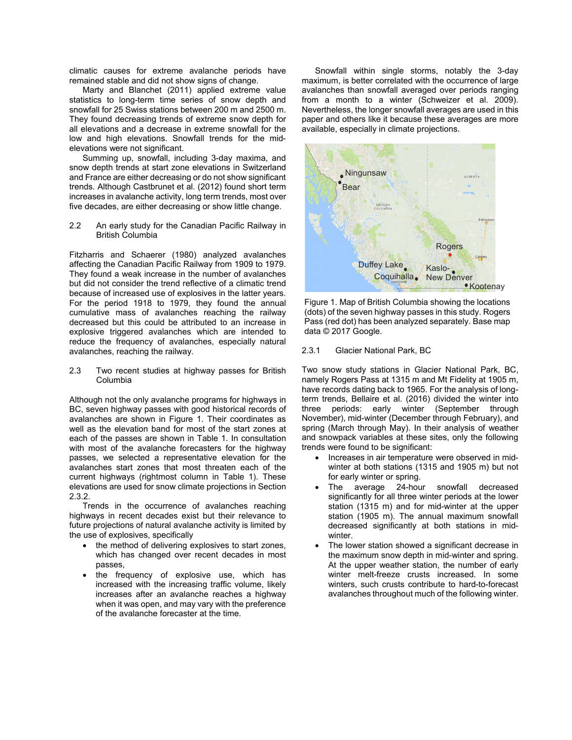climatic causes for extreme avalanche periods have remained stable and did not show signs of change.

Marty and Blanchet (2011) applied extreme value statistics to long-term time series of snow depth and snowfall for 25 Swiss stations between 200 m and 2500 m. They found decreasing trends of extreme snow depth for all elevations and a decrease in extreme snowfall for the low and high elevations. Snowfall trends for the mid-elevations were not significant.

Summing up, snowfall, including 3-day maxima, and snow depth trends at start zone elevations in Switzerland and France are either decreasing or do not show significant trends. Although Castbrunet et al. (2012) found short term increases in avalanche activity, long term trends, most over five decades, are either decreasing or show little change.

### 2.2 An early study for the Canadian Pacific Railway in British Columbia

Fitzharris and Schaerer (1980) analyzed avalanches affecting the Canadian Pacific Railway from 1909 to 1979. They found a weak increase in the number of avalanches but did not consider the trend reflective of a climatic trend because of increased use of explosives in the latter years. For the period 1918 to 1979, they found the annual cumulative mass of avalanches reaching the railway decreased but this could be attributed to an increase in explosive triggered avalanches which are intended to reduce the frequency of avalanches, especially natural avalanches, reaching the railway.

### 2.3 Two recent studies at highway passes for British Columbia

Although not the only avalanche programs for highways in BC, seven highway passes with good historical records of avalanches are shown in Figure 1. Their coordinates as well as the elevation band for most of the start zones at each of the passes are shown in Table 1. In consultation with most of the avalanche forecasters for the highway passes, we selected a representative elevation for the avalanches start zones that most threaten each of the current highways (rightmost column in Table 1). These elevations are used for snow climate projections in Section 2.3.2.

Trends in the occurrence of avalanches reaching highways in recent decades exist but their relevance to future projections of natural avalanche activity is limited by the use of explosives, specifically

- the method of delivering explosives to start zones, which has changed over recent decades in most passes,
- the frequency of explosive use, which has increased with the increasing traffic volume, likely increases after an avalanche reaches a highway when it was open, and may vary with the preference of the avalanche forecaster at the time.

Snowfall within single storms, notably the 3-day maximum, is better correlated with the occurrence of large avalanches than snowfall averaged over periods ranging from a month to a winter (Schweizer et al. 2009). Nevertheless, the longer snowfall averages are used in this paper and others like it because these averages are more available, especially in climate projections.

Figure 1. Map of British Columbia showing the locations (dots) of the seven highway passes in this study. Rogers Pass (red dot) has been analyzed separately. Base map data © 2017 Google.

#### 2.3.1 Glacier National Park, BC

Two snow study stations in Glacier National Park, BC, namely Rogers Pass at 1315 m and Mt Fidelity at 1905 m, have records dating back to 1965. For the analysis of long-term trends, Bellaire et al. (2016) divided the winter into three periods: early winter (September through November), mid-winter (December through February), and spring (March through May). In their analysis of weather and snowpack variables at these sites, only the following trends were found to be significant:

- Increases in air temperature were observed in mid-winter at both stations (1315 and 1905 m) but not for early winter or spring.
- The average 24-hour snowfall decreased significantly for all three winter periods at the lower station (1315 m) and for mid-winter at the upper station (1905 m). The annual maximum snowfall decreased significantly at both stations in mid-winter.
- The lower station showed a significant decrease in the maximum snow depth in mid-winter and spring. At the upper weather station, the number of early winter melt-freeze crusts increased. In some winters, such crusts contribute to hard-to-forecast avalanches throughout much of the following winter.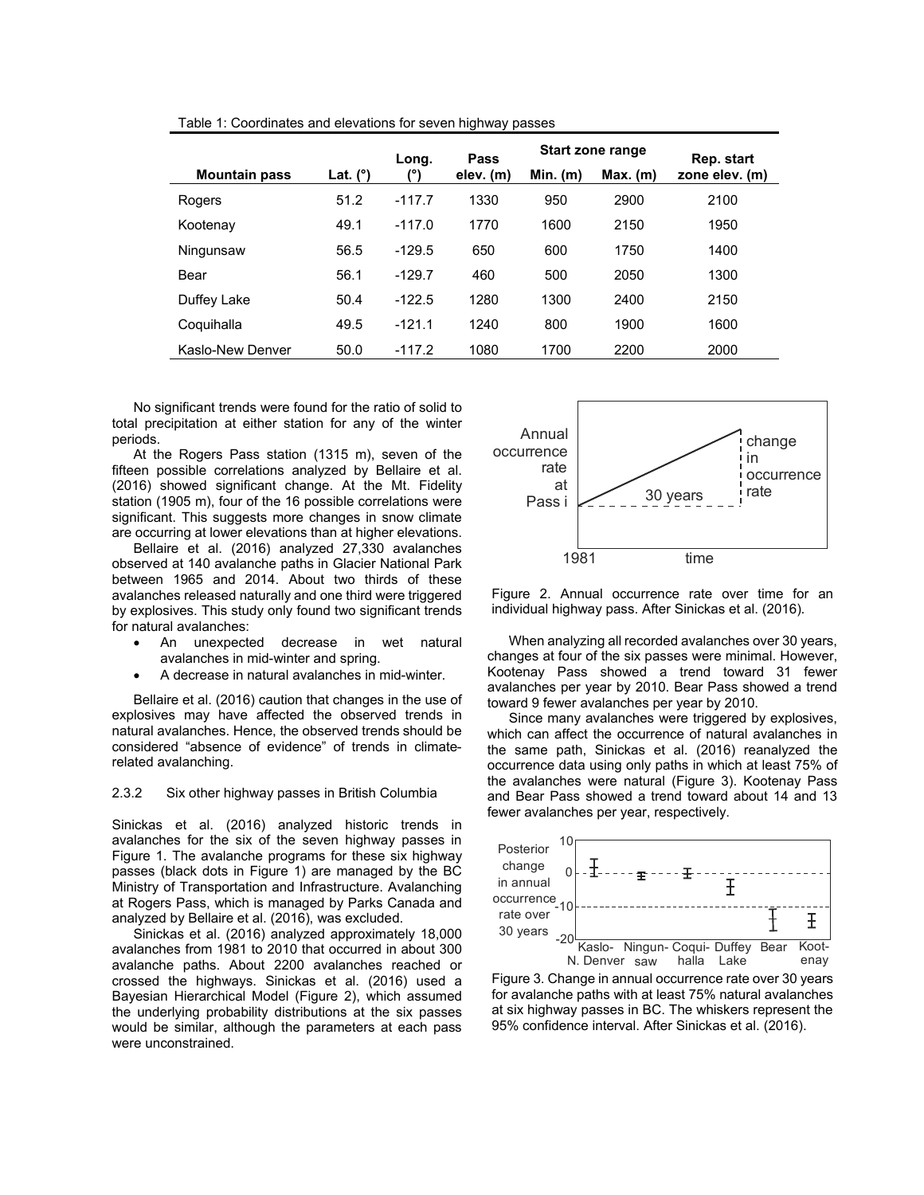Table 1: Coordinates and elevations for seven highway passes

| Mountain pass | Lat. (°) | Long. (°) | Pass elev. (m) | Start zone range Min. (m) | Start zone range Max. (m) | Rep. start zone elev. (m) |
|---|---|---|---|---|---|---|
| Rogers | 51.2 | -117.7 | 1330 | 950 | 2900 | 2100 |
| Kootenay | 49.1 | -117.0 | 1770 | 1600 | 2150 | 1950 |
| Ningunsaw | 56.5 | -129.5 | 650 | 600 | 1750 | 1400 |
| Bear | 56.1 | -129.7 | 460 | 500 | 2050 | 1300 |
| Duffey Lake | 50.4 | -122.5 | 1280 | 1300 | 2400 | 2150 |
| Coquihalla | 49.5 | -121.1 | 1240 | 800 | 1900 | 1600 |
| Kaslo-New Denver | 50.0 | -117.2 | 1080 | 1700 | 2200 | 2000 |

No significant trends were found for the ratio of solid to total precipitation at either station for any of the winter periods.

At the Rogers Pass station (1315 m), seven of the fifteen possible correlations analyzed by Bellaire et al. (2016) showed significant change. At the Mt. Fidelity station (1905 m), four of the 16 possible correlations were significant. This suggests more changes in snow climate are occurring at lower elevations than at higher elevations.

Bellaire et al. (2016) analyzed 27,330 avalanches observed at 140 avalanche paths in Glacier National Park between 1965 and 2014. About two thirds of these avalanches released naturally and one third were triggered by explosives. This study only found two significant trends for natural avalanches:

- An unexpected decrease in wet natural avalanches in mid-winter and spring.
- A decrease in natural avalanches in mid-winter.

Bellaire et al. (2016) caution that changes in the use of explosives may have affected the observed trends in natural avalanches. Hence, the observed trends should be considered "absence of evidence" of trends in climate-related avalanching.

### 2.3.2 Six other highway passes in British Columbia

Sinickas et al. (2016) analyzed historic trends in avalanches for the six of the seven highway passes in Figure 1. The avalanche programs for these six highway passes (black dots in Figure 1) are managed by the BC Ministry of Transportation and Infrastructure. Avalanching at Rogers Pass, which is managed by Parks Canada and analyzed by Bellaire et al. (2016), was excluded.

Sinickas et al. (2016) analyzed approximately 18,000 avalanches from 1981 to 2010 that occurred in about 300 avalanche paths. About 2200 avalanches reached or crossed the highways. Sinickas et al. (2016) used a Bayesian Hierarchical Model (Figure 2), which assumed the underlying probability distributions at the six passes would be similar, although the parameters at each pass were unconstrained.

Figure 2. Annual occurrence rate over time for an individual highway pass. After Sinickas et al. (2016).

When analyzing all recorded avalanches over 30 years, changes at four of the six passes were minimal. However, Kootenay Pass showed a trend toward 31 fewer avalanches per year by 2010. Bear Pass showed a trend toward 9 fewer avalanches per year by 2010.

Since many avalanches were triggered by explosives, which can affect the occurrence of natural avalanches in the same path, Sinickas et al. (2016) reanalyzed the occurrence data using only paths in which at least 75% of the avalanches were natural (Figure 3). Kootenay Pass and Bear Pass showed a trend toward about 14 and 13 fewer avalanches per year, respectively.

Figure 3. Change in annual occurrence rate over 30 years for avalanche paths with at least 75% natural avalanches at six highway passes in BC. The whiskers represent the 95% confidence interval. After Sinickas et al. (2016).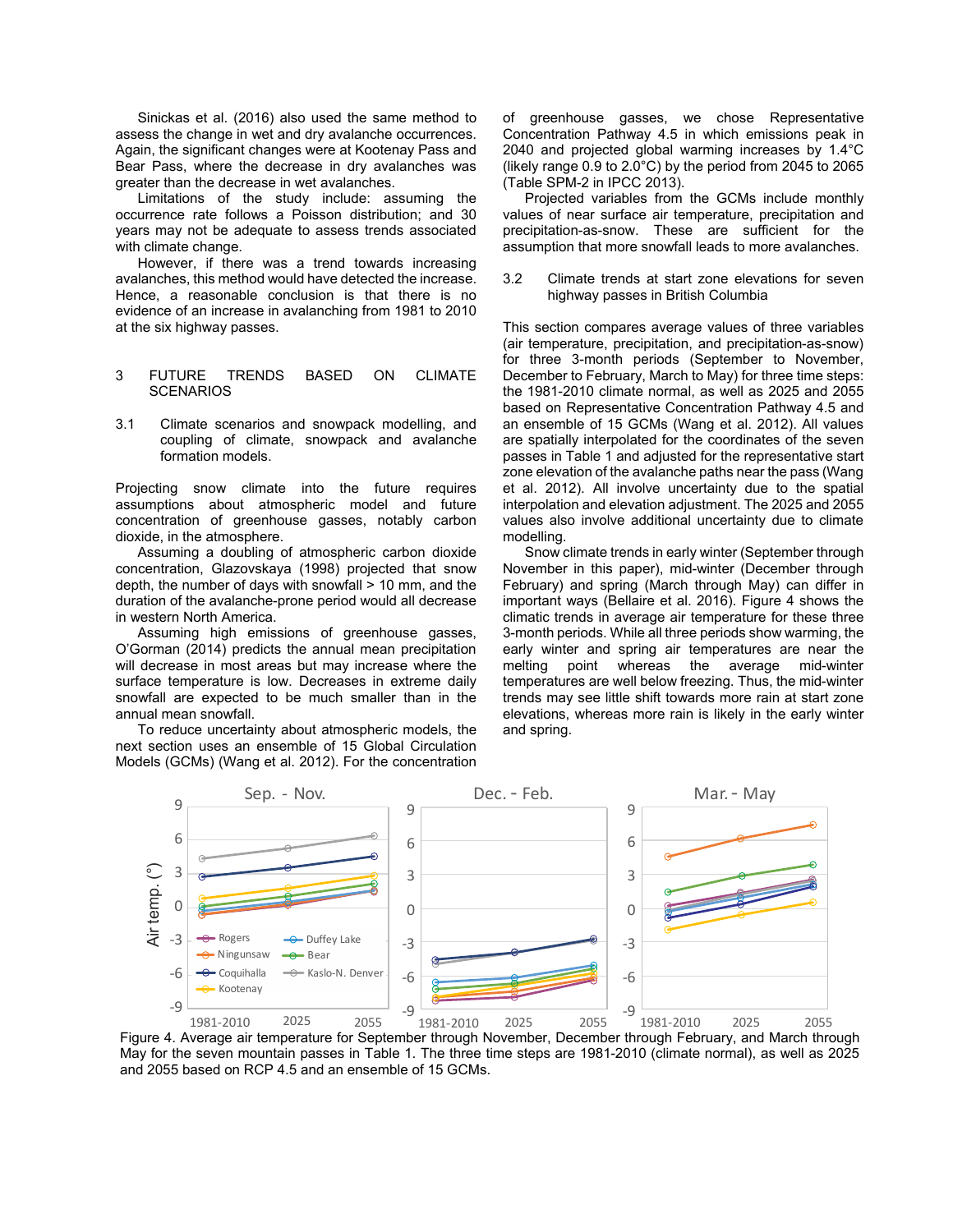Sinickas et al. (2016) also used the same method to assess the change in wet and dry avalanche occurrences. Again, the significant changes were at Kootenay Pass and Bear Pass, where the decrease in dry avalanches was greater than the decrease in wet avalanches.

Limitations of the study include: assuming the occurrence rate follows a Poisson distribution; and 30 years may not be adequate to assess trends associated with climate change.

However, if there was a trend towards increasing avalanches, this method would have detected the increase. Hence, a reasonable conclusion is that there is no evidence of an increase in avalanching from 1981 to 2010 at the six highway passes.

## 3 FUTURE TRENDS BASED ON CLIMATE SCENARIOS

### 3.1 Climate scenarios and snowpack modelling, and coupling of climate, snowpack and avalanche formation models.

Projecting snow climate into the future requires assumptions about atmospheric model and future concentration of greenhouse gasses, notably carbon dioxide, in the atmosphere.

Assuming a doubling of atmospheric carbon dioxide concentration, Glazovskaya (1998) projected that snow depth, the number of days with snowfall > 10 mm, and the duration of the avalanche-prone period would all decrease in western North America.

Assuming high emissions of greenhouse gasses, O'Gorman (2014) predicts the annual mean precipitation will decrease in most areas but may increase where the surface temperature is low. Decreases in extreme daily snowfall are expected to be much smaller than in the annual mean snowfall.

To reduce uncertainty about atmospheric models, the next section uses an ensemble of 15 Global Circulation Models (GCMs) (Wang et al. 2012). For the concentration of greenhouse gasses, we chose Representative Concentration Pathway 4.5 in which emissions peak in 2040 and projected global warming increases by 1.4°C (likely range 0.9 to 2.0°C) by the period from 2045 to 2065 (Table SPM-2 in IPCC 2013).

Projected variables from the GCMs include monthly values of near surface air temperature, precipitation and precipitation-as-snow. These are sufficient for the assumption that more snowfall leads to more avalanches.

### 3.2 Climate trends at start zone elevations for seven highway passes in British Columbia

This section compares average values of three variables (air temperature, precipitation, and precipitation-as-snow) for three 3-month periods (September to November, December to February, March to May) for three time steps: the 1981-2010 climate normal, as well as 2025 and 2055 based on Representative Concentration Pathway 4.5 and an ensemble of 15 GCMs (Wang et al. 2012). All values are spatially interpolated for the coordinates of the seven passes in Table 1 and adjusted for the representative start zone elevation of the avalanche paths near the pass (Wang et al. 2012). All involve uncertainty due to the spatial interpolation and elevation adjustment. The 2025 and 2055 values also involve additional uncertainty due to climate modelling.

Snow climate trends in early winter (September through November in this paper), mid-winter (December through February) and spring (March through May) can differ in important ways (Bellaire et al. 2016). Figure 4 shows the climatic trends in average air temperature for these three 3-month periods. While all three periods show warming, the early winter and spring air temperatures are near the melting point whereas the average mid-winter temperatures are well below freezing. Thus, the mid-winter trends may see little shift towards more rain at start zone elevations, whereas more rain is likely in the early winter and spring.

Figure 4. Average air temperature for September through November, December through February, and March through May for the seven mountain passes in Table 1. The three time steps are 1981-2010 (climate normal), as well as 2025 and 2055 based on RCP 4.5 and an ensemble of 15 GCMs.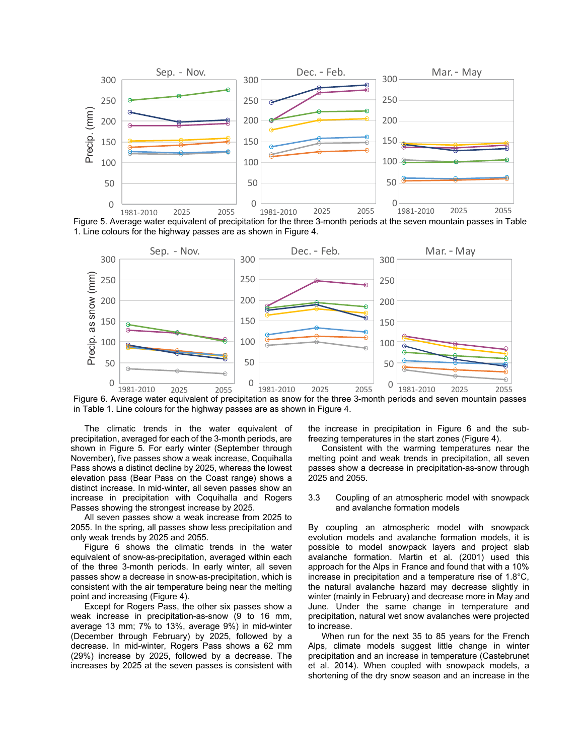Figure 5. Average water equivalent of precipitation for the three 3-month periods at the seven mountain passes in Table 1. Line colours for the highway passes are as shown in Figure 4.

Figure 6. Average water equivalent of precipitation as snow for the three 3-month periods and seven mountain passes in Table 1. Line colours for the highway passes are as shown in Figure 4.

The climatic trends in the water equivalent of precipitation, averaged for each of the 3-month periods, are shown in Figure 5. For early winter (September through November), five passes show a weak increase, Coquihalla Pass shows a distinct decline by 2025, whereas the lowest elevation pass (Bear Pass on the Coast range) shows a distinct increase. In mid-winter, all seven passes show an increase in precipitation with Coquihalla and Rogers Passes showing the strongest increase by 2025.

All seven passes show a weak increase from 2025 to 2055. In the spring, all passes show less precipitation and only weak trends by 2025 and 2055.

Figure 6 shows the climatic trends in the water equivalent of snow-as-precipitation, averaged within each of the three 3-month periods. In early winter, all seven passes show a decrease in snow-as-precipitation, which is consistent with the air temperature being near the melting point and increasing (Figure 4).

Except for Rogers Pass, the other six passes show a weak increase in precipitation-as-snow (9 to 16 mm, average 13 mm; 7% to 13%, average 9%) in mid-winter (December through February) by 2025, followed by a decrease. In mid-winter, Rogers Pass shows a 62 mm (29%) increase by 2025, followed by a decrease. The increases by 2025 at the seven passes is consistent with the increase in precipitation in Figure 6 and the sub-freezing temperatures in the start zones (Figure 4).

Consistent with the warming temperatures near the melting point and weak trends in precipitation, all seven passes show a decrease in precipitation-as-snow through 2025 and 2055.

### 3.3 Coupling of an atmospheric model with snowpack and avalanche formation models

By coupling an atmospheric model with snowpack evolution models and avalanche formation models, it is possible to model snowpack layers and project slab avalanche formation. Martin et al. (2001) used this approach for the Alps in France and found that with a 10% increase in precipitation and a temperature rise of 1.8°C, the natural avalanche hazard may decrease slightly in winter (mainly in February) and decrease more in May and June. Under the same change in temperature and precipitation, natural wet snow avalanches were projected to increase.

When run for the next 35 to 85 years for the French Alps, climate models suggest little change in winter precipitation and an increase in temperature (Castebrunet et al. 2014). When coupled with snowpack models, a shortening of the dry snow season and an increase in the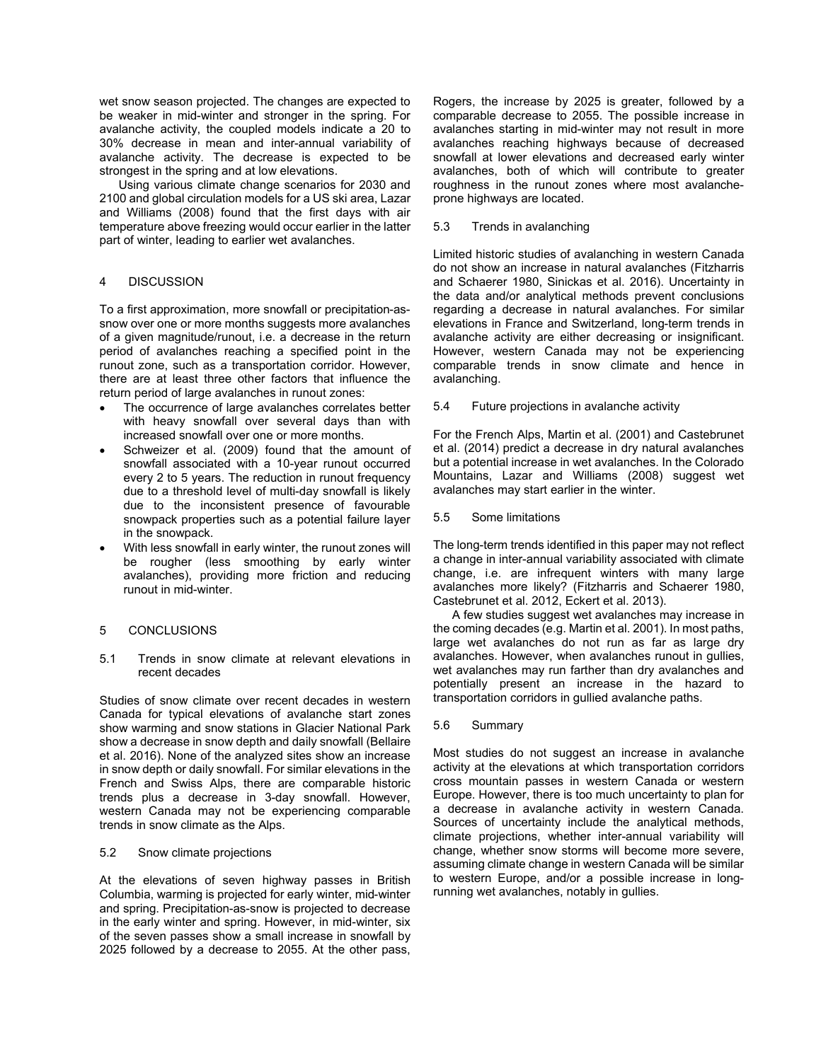wet snow season projected. The changes are expected to be weaker in mid-winter and stronger in the spring. For avalanche activity, the coupled models indicate a 20 to 30% decrease in mean and inter-annual variability of avalanche activity. The decrease is expected to be strongest in the spring and at low elevations.

Using various climate change scenarios for 2030 and 2100 and global circulation models for a US ski area, Lazar and Williams (2008) found that the first days with air temperature above freezing would occur earlier in the latter part of winter, leading to earlier wet avalanches.

## 4 DISCUSSION

To a first approximation, more snowfall or precipitation-as-snow over one or more months suggests more avalanches of a given magnitude/runout, i.e. a decrease in the return period of avalanches reaching a specified point in the runout zone, such as a transportation corridor. However, there are at least three other factors that influence the return period of large avalanches in runout zones:

- The occurrence of large avalanches correlates better with heavy snowfall over several days than with increased snowfall over one or more months.
- Schweizer et al. (2009) found that the amount of snowfall associated with a 10-year runout occurred every 2 to 5 years. The reduction in runout frequency due to a threshold level of multi-day snowfall is likely due to the inconsistent presence of favourable snowpack properties such as a potential failure layer in the snowpack.
- With less snowfall in early winter, the runout zones will be rougher (less smoothing by early winter avalanches), providing more friction and reducing runout in mid-winter.

## 5 CONCLUSIONS

### 5.1 Trends in snow climate at relevant elevations in recent decades

Studies of snow climate over recent decades in western Canada for typical elevations of avalanche start zones show warming and snow stations in Glacier National Park show a decrease in snow depth and daily snowfall (Bellaire et al. 2016). None of the analyzed sites show an increase in snow depth or daily snowfall. For similar elevations in the French and Swiss Alps, there are comparable historic trends plus a decrease in 3-day snowfall. However, western Canada may not be experiencing comparable trends in snow climate as the Alps.

### 5.2 Snow climate projections

At the elevations of seven highway passes in British Columbia, warming is projected for early winter, mid-winter and spring. Precipitation-as-snow is projected to decrease in the early winter and spring. However, in mid-winter, six of the seven passes show a small increase in snowfall by 2025 followed by a decrease to 2055. At the other pass, Rogers, the increase by 2025 is greater, followed by a comparable decrease to 2055. The possible increase in avalanches starting in mid-winter may not result in more avalanches reaching highways because of decreased snowfall at lower elevations and decreased early winter avalanches, both of which will contribute to greater roughness in the runout zones where most avalanche-prone highways are located.

### 5.3 Trends in avalanching

Limited historic studies of avalanching in western Canada do not show an increase in natural avalanches (Fitzharris and Schaerer 1980, Sinickas et al. 2016). Uncertainty in the data and/or analytical methods prevent conclusions regarding a decrease in natural avalanches. For similar elevations in France and Switzerland, long-term trends in avalanche activity are either decreasing or insignificant. However, western Canada may not be experiencing comparable trends in snow climate and hence in avalanching.

### 5.4 Future projections in avalanche activity

For the French Alps, Martin et al. (2001) and Castebrunet et al. (2014) predict a decrease in dry natural avalanches but a potential increase in wet avalanches. In the Colorado Mountains, Lazar and Williams (2008) suggest wet avalanches may start earlier in the winter.

### 5.5 Some limitations

The long-term trends identified in this paper may not reflect a change in inter-annual variability associated with climate change, i.e. are infrequent winters with many large avalanches more likely? (Fitzharris and Schaerer 1980, Castebrunet et al. 2012, Eckert et al. 2013).

A few studies suggest wet avalanches may increase in the coming decades (e.g. Martin et al. 2001). In most paths, large wet avalanches do not run as far as large dry avalanches. However, when avalanches runout in gullies, wet avalanches may run farther than dry avalanches and potentially present an increase in the hazard to transportation corridors in gullied avalanche paths.

### 5.6 Summary

Most studies do not suggest an increase in avalanche activity at the elevations at which transportation corridors cross mountain passes in western Canada or western Europe. However, there is too much uncertainty to plan for a decrease in avalanche activity in western Canada. Sources of uncertainty include the analytical methods, climate projections, whether inter-annual variability will change, whether snow storms will become more severe, assuming climate change in western Canada will be similar to western Europe, and/or a possible increase in long-running wet avalanches, notably in gullies.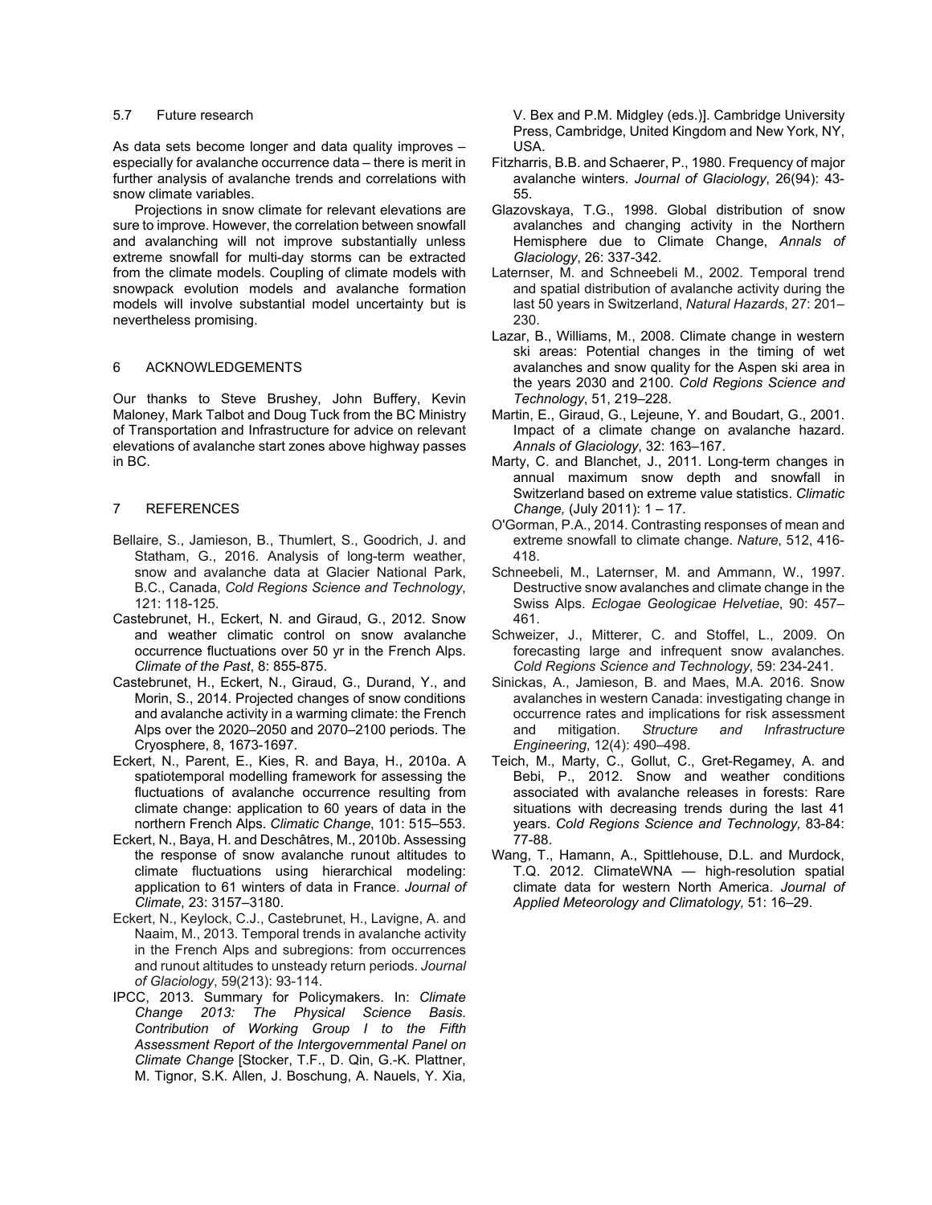### 5.7 Future research

As data sets become longer and data quality improves – especially for avalanche occurrence data – there is merit in further analysis of avalanche trends and correlations with snow climate variables.

Projections in snow climate for relevant elevations are sure to improve. However, the correlation between snowfall and avalanching will not improve substantially unless extreme snowfall for multi-day storms can be extracted from the climate models. Coupling of climate models with snowpack evolution models and avalanche formation models will involve substantial model uncertainty but is nevertheless promising.

## 6 ACKNOWLEDGEMENTS

Our thanks to Steve Brushey, John Buffery, Kevin Maloney, Mark Talbot and Doug Tuck from the BC Ministry of Transportation and Infrastructure for advice on relevant elevations of avalanche start zones above highway passes in BC.

## 7 REFERENCES

Bellaire, S., Jamieson, B., Thumlert, S., Goodrich, J. and Statham, G., 2016. Analysis of long-term weather, snow and avalanche data at Glacier National Park, B.C., Canada, *Cold Regions Science and Technology*, 121: 118-125.

Castebrunet, H., Eckert, N. and Giraud, G., 2012. Snow and weather climatic control on snow avalanche occurrence fluctuations over 50 yr in the French Alps. *Climate of the Past*, 8: 855-875.

Castebrunet, H., Eckert, N., Giraud, G., Durand, Y., and Morin, S., 2014. Projected changes of snow conditions and avalanche activity in a warming climate: the French Alps over the 2020–2050 and 2070–2100 periods. The Cryosphere, 8, 1673-1697.

Eckert, N., Parent, E., Kies, R. and Baya, H., 2010a. A spatiotemporal modelling framework for assessing the fluctuations of avalanche occurrence resulting from climate change: application to 60 years of data in the northern French Alps. *Climatic Change*, 101: 515–553.

Eckert, N., Baya, H. and Deschâtres, M., 2010b. Assessing the response of snow avalanche runout altitudes to climate fluctuations using hierarchical modeling: application to 61 winters of data in France. *Journal of Climate*, 23: 3157–3180.

Eckert, N., Keylock, C.J., Castebrunet, H., Lavigne, A. and Naaim, M., 2013. Temporal trends in avalanche activity in the French Alps and subregions: from occurrences and runout altitudes to unsteady return periods. *Journal of Glaciology*, 59(213): 93-114.

IPCC, 2013. Summary for Policymakers. In: *Climate Change 2013: The Physical Science Basis. Contribution of Working Group I to the Fifth Assessment Report of the Intergovernmental Panel on Climate Change* [Stocker, T.F., D. Qin, G.-K. Plattner, M. Tignor, S.K. Allen, J. Boschung, A. Nauels, Y. Xia, V. Bex and P.M. Midgley (eds.)]. Cambridge University Press, Cambridge, United Kingdom and New York, NY, USA.

Fitzharris, B.B. and Schaerer, P., 1980. Frequency of major avalanche winters. *Journal of Glaciology*, 26(94): 43-55.

Glazovskaya, T.G., 1998. Global distribution of snow avalanches and changing activity in the Northern Hemisphere due to Climate Change, *Annals of Glaciology*, 26: 337-342.

Laternser, M. and Schneebeli M., 2002. Temporal trend and spatial distribution of avalanche activity during the last 50 years in Switzerland, *Natural Hazards*, 27: 201–230.

Lazar, B., Williams, M., 2008. Climate change in western ski areas: Potential changes in the timing of wet avalanches and snow quality for the Aspen ski area in the years 2030 and 2100. *Cold Regions Science and Technology*, 51, 219–228.

Martin, E., Giraud, G., Lejeune, Y. and Boudart, G., 2001. Impact of a climate change on avalanche hazard. *Annals of Glaciology*, 32: 163–167.

Marty, C. and Blanchet, J., 2011. Long-term changes in annual maximum snow depth and snowfall in Switzerland based on extreme value statistics. *Climatic Change,* (July 2011): 1 – 17.

O'Gorman, P.A., 2014. Contrasting responses of mean and extreme snowfall to climate change. *Nature*, 512, 416-418.

Schneebeli, M., Laternser, M. and Ammann, W., 1997. Destructive snow avalanches and climate change in the Swiss Alps. *Eclogae Geologicae Helvetiae*, 90: 457–461.

Schweizer, J., Mitterer, C. and Stoffel, L., 2009. On forecasting large and infrequent snow avalanches. *Cold Regions Science and Technology*, 59: 234-241.

Sinickas, A., Jamieson, B. and Maes, M.A. 2016. Snow avalanches in western Canada: investigating change in occurrence rates and implications for risk assessment and mitigation. *Structure and Infrastructure Engineering*, 12(4): 490–498.

Teich, M., Marty, C., Gollut, C., Gret-Regamey, A. and Bebi, P., 2012. Snow and weather conditions associated with avalanche releases in forests: Rare situations with decreasing trends during the last 41 years. *Cold Regions Science and Technology,* 83-84: 77-88.

Wang, T., Hamann, A., Spittlehouse, D.L. and Murdock, T.Q. 2012. ClimateWNA — high-resolution spatial climate data for western North America. *Journal of Applied Meteorology and Climatology,* 51: 16–29.